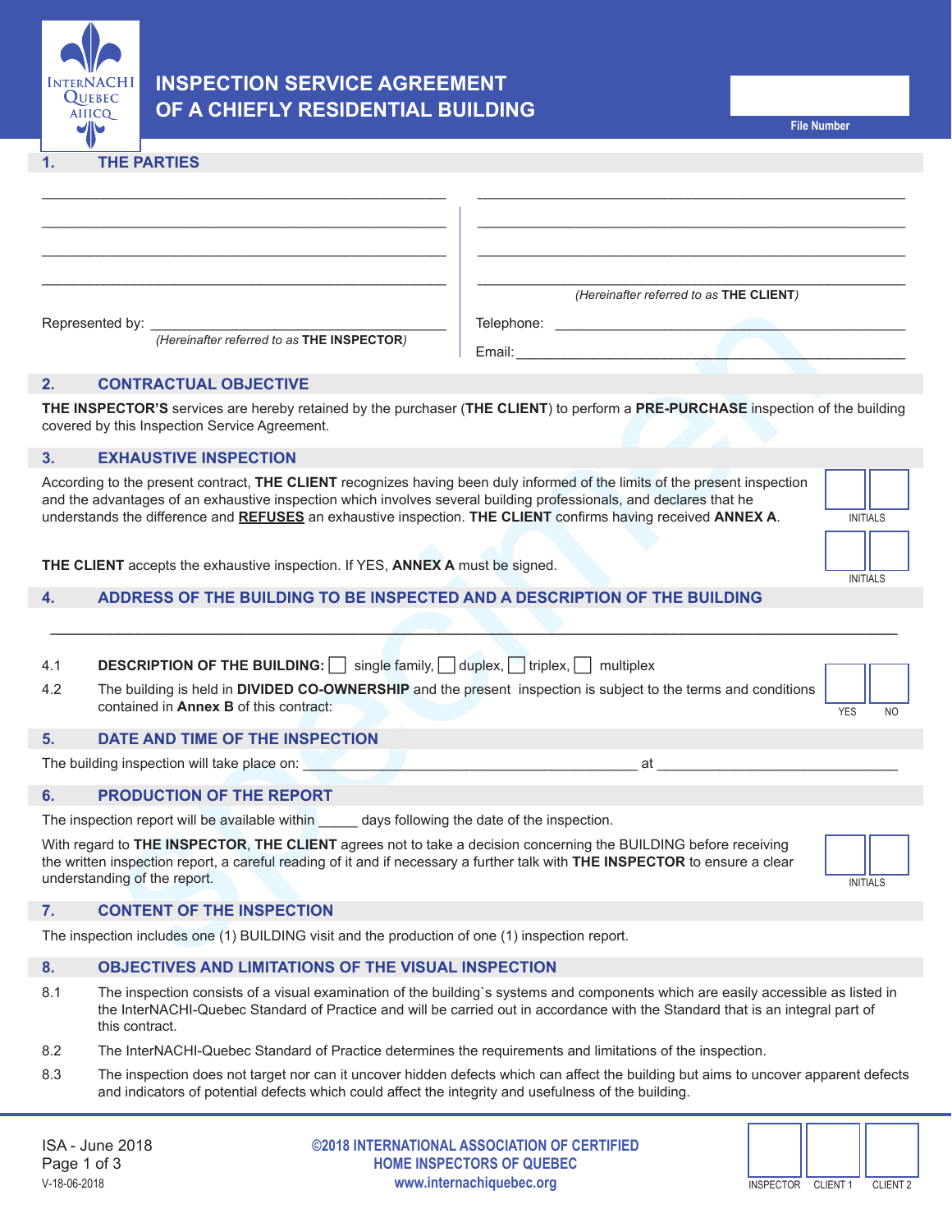# INSPECTION SERVICE AGREEMENT OF A CHIEFLY RESIDENTIAL BUILDING

File Number

## 1. THE PARTIES

\_\_\_\_\_\_\_\_\_\_\_\_\_\_\_\_\_\_\_\_\_\_\_\_\_\_\_\_\_\_\_\_\_\_\_\_\_\_\_\_\_\_\_\_\_

\_\_\_\_\_\_\_\_\_\_\_\_\_\_\_\_\_\_\_\_\_\_\_\_\_\_\_\_\_\_\_\_\_\_\_\_\_\_\_\_\_\_\_\_\_

\_\_\_\_\_\_\_\_\_\_\_\_\_\_\_\_\_\_\_\_\_\_\_\_\_\_\_\_\_\_\_\_\_\_\_\_\_\_\_\_\_\_\_\_\_

\_\_\_\_\_\_\_\_\_\_\_\_\_\_\_\_\_\_\_\_\_\_\_\_\_\_\_\_\_\_\_\_\_\_\_\_\_\_\_\_\_\_\_\_\_

Represented by: \_\_\_\_\_\_\_\_\_\_\_\_\_\_\_\_\_\_\_\_\_\_\_\_\_\_\_\_\_\_\_\_

*(Hereinafter referred to as* **THE INSPECTOR***)*

\_\_\_\_\_\_\_\_\_\_\_\_\_\_\_\_\_\_\_\_\_\_\_\_\_\_\_\_\_\_\_\_\_\_\_\_\_\_\_\_\_\_\_\_\_

\_\_\_\_\_\_\_\_\_\_\_\_\_\_\_\_\_\_\_\_\_\_\_\_\_\_\_\_\_\_\_\_\_\_\_\_\_\_\_\_\_\_\_\_\_

\_\_\_\_\_\_\_\_\_\_\_\_\_\_\_\_\_\_\_\_\_\_\_\_\_\_\_\_\_\_\_\_\_\_\_\_\_\_\_\_\_\_\_\_\_

\_\_\_\_\_\_\_\_\_\_\_\_\_\_\_\_\_\_\_\_\_\_\_\_\_\_\_\_\_\_\_\_\_\_\_\_\_\_\_\_\_\_\_\_\_

*(Hereinafter referred to as* **THE CLIENT***)*

Telephone: \_\_\_\_\_\_\_\_\_\_\_\_\_\_\_\_\_\_\_\_\_\_\_\_\_\_\_\_\_\_\_\_\_\_\_\_

Email: \_\_\_\_\_\_\_\_\_\_\_\_\_\_\_\_\_\_\_\_\_\_\_\_\_\_\_\_\_\_\_\_\_\_\_\_\_\_\_

## 2. CONTRACTUAL OBJECTIVE

**THE INSPECTOR'S** services are hereby retained by the purchaser (**THE CLIENT**) to perform a **PRE-PURCHASE** inspection of the building covered by this Inspection Service Agreement.

## 3. EXHAUSTIVE INSPECTION

According to the present contract, **THE CLIENT** recognizes having been duly informed of the limits of the present inspection and the advantages of an exhaustive inspection which involves several building professionals, and declares that he understands the difference and **REFUSES** an exhaustive inspection. **THE CLIENT** confirms having received **ANNEX A**.

INITIALS

**THE CLIENT** accepts the exhaustive inspection. If YES, **ANNEX A** must be signed.

INITIALS

## 4. ADDRESS OF THE BUILDING TO BE INSPECTED AND A DESCRIPTION OF THE BUILDING

\_\_\_\_\_\_\_\_\_\_\_\_\_\_\_\_\_\_\_\_\_\_\_\_\_\_\_\_\_\_\_\_\_\_\_\_\_\_\_\_\_\_\_\_\_\_\_\_\_\_\_\_\_\_\_\_\_\_\_\_\_\_\_\_\_\_\_\_\_\_\_\_\_\_\_\_\_\_\_\_\_\_\_\_\_\_\_\_\_\_\_\_

4.1 **DESCRIPTION OF THE BUILDING:** ☐ single family, ☐ duplex, ☐ triplex, ☐ multiplex

4.2 The building is held in **DIVIDED CO-OWNERSHIP** and the present inspection is subject to the terms and conditions contained in **Annex B** of this contract:

YES NO

## 5. DATE AND TIME OF THE INSPECTION

The building inspection will take place on: \_\_\_\_\_\_\_\_\_\_\_\_\_\_\_\_\_\_\_\_\_\_\_\_\_\_\_\_\_\_\_\_\_\_\_\_\_\_ at \_\_\_\_\_\_\_\_\_\_\_\_\_\_\_\_\_\_\_\_\_\_\_\_\_\_\_\_\_\_

## 6. PRODUCTION OF THE REPORT

The inspection report will be available within \_\_\_\_\_ days following the date of the inspection.

With regard to **THE INSPECTOR**, **THE CLIENT** agrees not to take a decision concerning the BUILDING before receiving the written inspection report, a careful reading of it and if necessary a further talk with **THE INSPECTOR** to ensure a clear understanding of the report.

INITIALS

## 7. CONTENT OF THE INSPECTION

The inspection includes one (1) BUILDING visit and the production of one (1) inspection report.

## 8. OBJECTIVES AND LIMITATIONS OF THE VISUAL INSPECTION

8.1 The inspection consists of a visual examination of the building`s systems and components which are easily accessible as listed in the InterNACHI-Quebec Standard of Practice and will be carried out in accordance with the Standard that is an integral part of this contract.

8.2 The InterNACHI-Quebec Standard of Practice determines the requirements and limitations of the inspection.

8.3 The inspection does not target nor can it uncover hidden defects which can affect the building but aims to uncover apparent defects and indicators of potential defects which could affect the integrity and usefulness of the building.

ISA - June 2018
V-18-06-2018

**©2018 INTERNATIONAL ASSOCIATION OF CERTIFIED HOME INSPECTORS OF QUEBEC**
**www.internachiquebec.org**

INSPECTOR | CLIENT 1 | CLIENT 2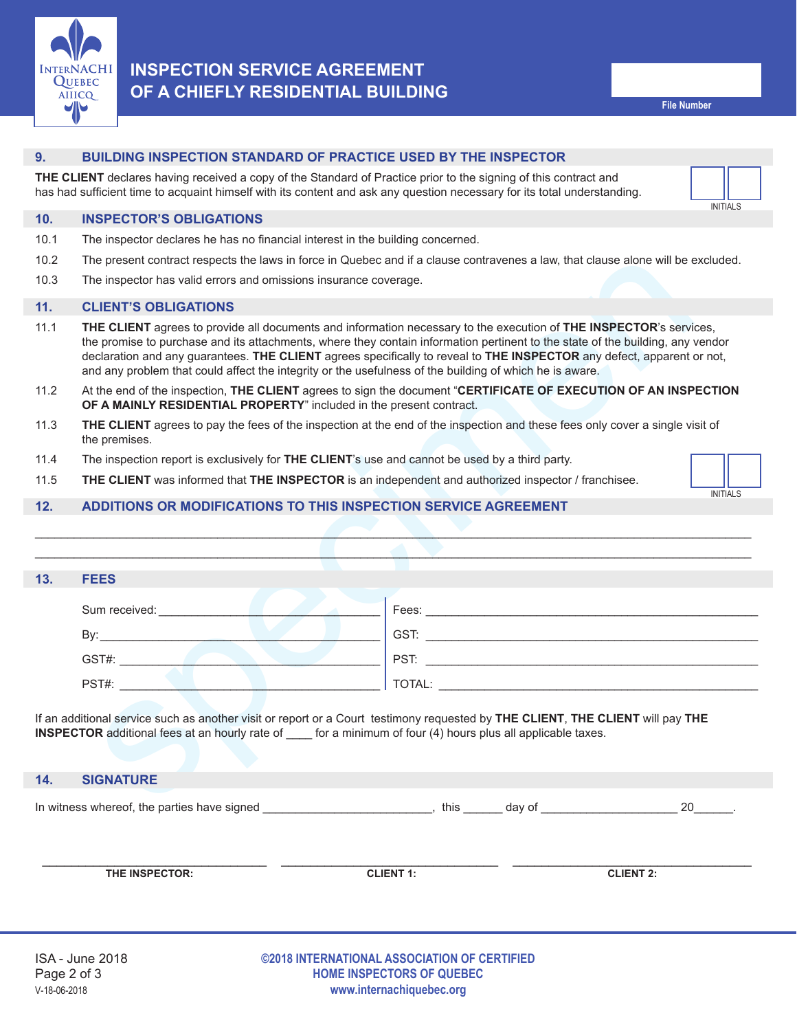# INSPECTION SERVICE AGREEMENT OF A CHIEFLY RESIDENTIAL BUILDING

File Number

## 9. BUILDING INSPECTION STANDARD OF PRACTICE USED BY THE INSPECTOR

**THE CLIENT** declares having received a copy of the Standard of Practice prior to the signing of this contract and has had sufficient time to acquaint himself with its content and ask any question necessary for its total understanding.

INITIALS

## 10. INSPECTOR'S OBLIGATIONS

10.1 The inspector declares he has no financial interest in the building concerned.

10.2 The present contract respects the laws in force in Quebec and if a clause contravenes a law, that clause alone will be excluded.

10.3 The inspector has valid errors and omissions insurance coverage.

## 11. CLIENT'S OBLIGATIONS

11.1 **THE CLIENT** agrees to provide all documents and information necessary to the execution of **THE INSPECTOR**'s services, the promise to purchase and its attachments, where they contain information pertinent to the state of the building, any vendor declaration and any guarantees. **THE CLIENT** agrees specifically to reveal to **THE INSPECTOR** any defect, apparent or not, and any problem that could affect the integrity or the usefulness of the building of which he is aware.

11.2 At the end of the inspection, **THE CLIENT** agrees to sign the document "**CERTIFICATE OF EXECUTION OF AN INSPECTION OF A MAINLY RESIDENTIAL PROPERTY**" included in the present contract.

11.3 **THE CLIENT** agrees to pay the fees of the inspection at the end of the inspection and these fees only cover a single visit of the premises.

11.4 The inspection report is exclusively for **THE CLIENT**'s use and cannot be used by a third party.

11.5 **THE CLIENT** was informed that **THE INSPECTOR** is an independent and authorized inspector / franchisee.

INITIALS

## 12. ADDITIONS OR MODIFICATIONS TO THIS INSPECTION SERVICE AGREEMENT

______________________________________________________________________

______________________________________________________________________

## 13. FEES

| | |
|---|---|
| Sum received: ____________________ | Fees: ____________________ |
| By: ____________________ | GST: ____________________ |
| GST#: ____________________ | PST: ____________________ |
| PST#: ____________________ | TOTAL: ____________________ |

If an additional service such as another visit or report or a Court testimony requested by **THE CLIENT**, **THE CLIENT** will pay **THE INSPECTOR** additional fees at an hourly rate of ____ for a minimum of four (4) hours plus all applicable taxes.

## 14. SIGNATURE

In witness whereof, the parties have signed __________________________, this ______ day of ____________________ 20______.

| ____________________ | ____________________ | ____________________ |
|---|---|---|
| **THE INSPECTOR:** | **CLIENT 1:** | **CLIENT 2:** |

ISA - June 2018
V-18-06-2018

**©2018 INTERNATIONAL ASSOCIATION OF CERTIFIED HOME INSPECTORS OF QUEBEC**
**www.internachiquebec.org**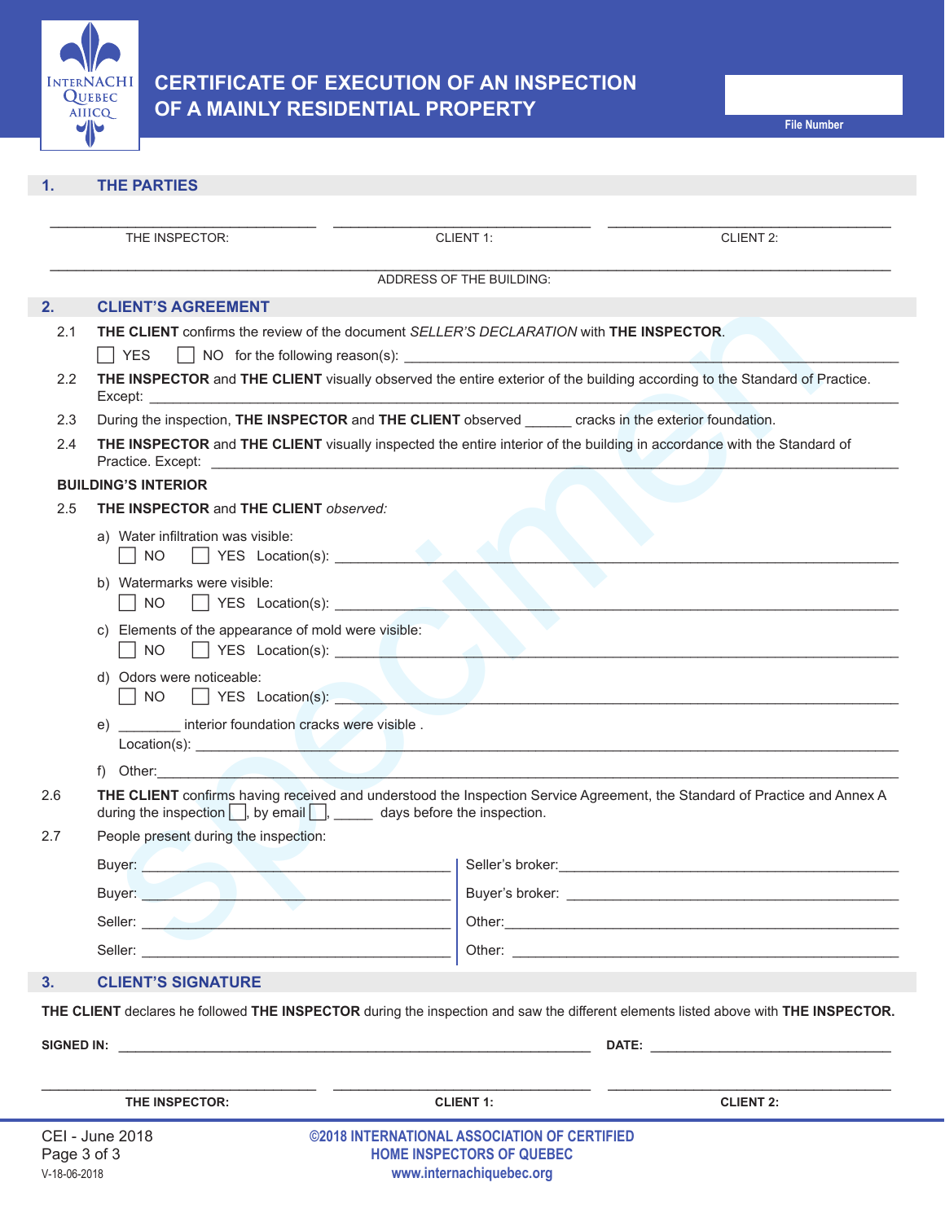# CERTIFICATE OF EXECUTION OF AN INSPECTION OF A MAINLY RESIDENTIAL PROPERTY

File Number

## 1. THE PARTIES

THE INSPECTOR: ______________________ CLIENT 1: ______________________ CLIENT 2: ______________________

ADDRESS OF THE BUILDING: ______________________________________________

## 2. CLIENT'S AGREEMENT

2.1 **THE CLIENT** confirms the review of the document *SELLER'S DECLARATION* with **THE INSPECTOR**.

☐ YES ☐ NO for the following reason(s): ______________________

2.2 **THE INSPECTOR** and **THE CLIENT** visually observed the entire exterior of the building according to the Standard of Practice. Except: ______________________

2.3 During the inspection, **THE INSPECTOR** and **THE CLIENT** observed ______ cracks in the exterior foundation.

2.4 **THE INSPECTOR** and **THE CLIENT** visually inspected the entire interior of the building in accordance with the Standard of Practice. Except: ______________________

**BUILDING'S INTERIOR**

2.5 **THE INSPECTOR** and **THE CLIENT** *observed:*

a) Water infiltration was visible:
☐ NO ☐ YES Location(s): ______________________

b) Watermarks were visible:
☐ NO ☐ YES Location(s): ______________________

c) Elements of the appearance of mold were visible:
☐ NO ☐ YES Location(s): ______________________

d) Odors were noticeable:
☐ NO ☐ YES Location(s): ______________________

e) ________ interior foundation cracks were visible .
Location(s): ______________________

f) Other: ______________________

2.6 **THE CLIENT** confirms having received and understood the Inspection Service Agreement, the Standard of Practice and Annex A during the inspection ☐, by email ☐, _____ days before the inspection.

2.7 People present during the inspection:

| | |
|---|---|
| Buyer: ______________________ | Seller's broker: ______________________ |
| Buyer: ______________________ | Buyer's broker: ______________________ |
| Seller: ______________________ | Other: ______________________ |
| Seller: ______________________ | Other: ______________________ |

## 3. CLIENT'S SIGNATURE

**THE CLIENT** declares he followed **THE INSPECTOR** during the inspection and saw the different elements listed above with **THE INSPECTOR.**

**SIGNED IN:** ______________________ **DATE:** ______________________

**THE INSPECTOR:** ______________________ **CLIENT 1:** ______________________ **CLIENT 2:** ______________________

CEI - June 2018

V-18-06-2018

©2018 INTERNATIONAL ASSOCIATION OF CERTIFIED HOME INSPECTORS OF QUEBEC
www.internachiquebec.org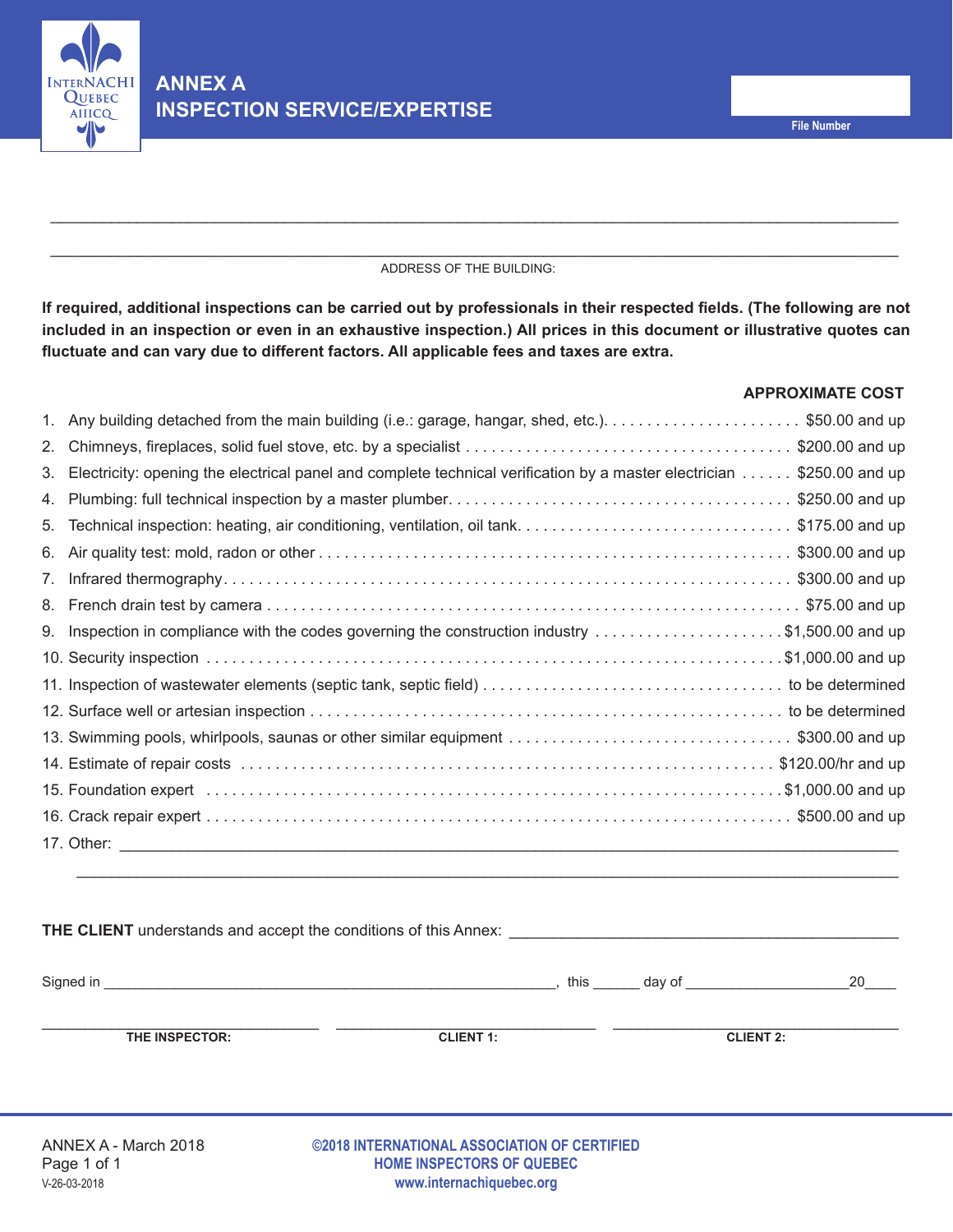# ANNEX A
# INSPECTION SERVICE/EXPERTISE

File Number

_______________________________________________________________________________

_______________________________________________________________________________

ADDRESS OF THE BUILDING:

**If required, additional inspections can be carried out by professionals in their respected fields. (The following are not included in an inspection or even in an exhaustive inspection.) All prices in this document or illustrative quotes can fluctuate and can vary due to different factors. All applicable fees and taxes are extra.**

| | **APPROXIMATE COST** |
|---|---|
| 1. Any building detached from the main building (i.e.: garage, hangar, shed, etc.) | $50.00 and up |
| 2. Chimneys, fireplaces, solid fuel stove, etc. by a specialist | $200.00 and up |
| 3. Electricity: opening the electrical panel and complete technical verification by a master electrician | $250.00 and up |
| 4. Plumbing: full technical inspection by a master plumber | $250.00 and up |
| 5. Technical inspection: heating, air conditioning, ventilation, oil tank | $175.00 and up |
| 6. Air quality test: mold, radon or other | $300.00 and up |
| 7. Infrared thermography | $300.00 and up |
| 8. French drain test by camera | $75.00 and up |
| 9. Inspection in compliance with the codes governing the construction industry | $1,500.00 and up |
| 10. Security inspection | $1,000.00 and up |
| 11. Inspection of wastewater elements (septic tank, septic field) | to be determined |
| 12. Surface well or artesian inspection | to be determined |
| 13. Swimming pools, whirlpools, saunas or other similar equipment | $300.00 and up |
| 14. Estimate of repair costs | $120.00/hr and up |
| 15. Foundation expert | $1,000.00 and up |
| 16. Crack repair expert | $500.00 and up |

17. Other: _______________________________________________________________________________

_______________________________________________________________________________

**THE CLIENT** understands and accept the conditions of this Annex: _______________________________

Signed in ____________________________________________, this ______ day of ____________________20____

| ______________________ | ______________________ | ______________________ |
|---|---|---|
| **THE INSPECTOR:** | **CLIENT 1:** | **CLIENT 2:** |

ANNEX A - March 2018
V-26-03-2018

©2018 INTERNATIONAL ASSOCIATION OF CERTIFIED HOME INSPECTORS OF QUEBEC
www.internachiquebec.org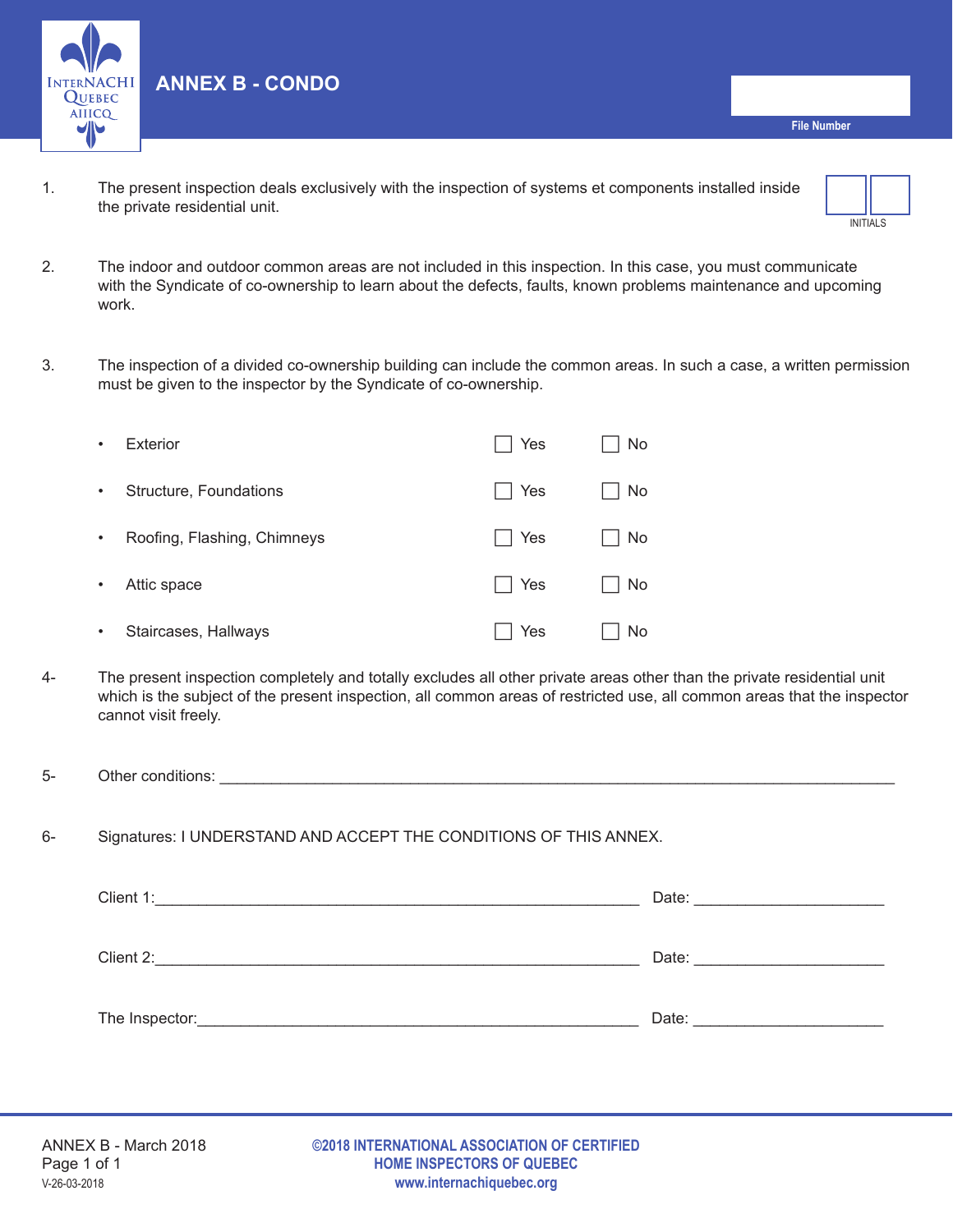# ANNEX B - CONDO

File Number

1. The present inspection deals exclusively with the inspection of systems et components installed inside the private residential unit.

   INITIALS

2. The indoor and outdoor common areas are not included in this inspection. In this case, you must communicate with the Syndicate of co-ownership to learn about the defects, faults, known problems maintenance and upcoming work.

3. The inspection of a divided co-ownership building can include the common areas. In such a case, a written permission must be given to the inspector by the Syndicate of co-ownership.

   - Exterior ☐ Yes ☐ No
   - Structure, Foundations ☐ Yes ☐ No
   - Roofing, Flashing, Chimneys ☐ Yes ☐ No
   - Attic space ☐ Yes ☐ No
   - Staircases, Hallways ☐ Yes ☐ No

4- The present inspection completely and totally excludes all other private areas other than the private residential unit which is the subject of the present inspection, all common areas of restricted use, all common areas that the inspector cannot visit freely.

5- Other conditions: ____________________________________________________________

6- Signatures: I UNDERSTAND AND ACCEPT THE CONDITIONS OF THIS ANNEX.

Client 1:______________________________________________ Date: ____________________

Client 2:______________________________________________ Date: ____________________

The Inspector:__________________________________________ Date: ____________________

ANNEX B - March 2018

V-26-03-2018

©2018 INTERNATIONAL ASSOCIATION OF CERTIFIED HOME INSPECTORS OF QUEBEC
www.internachiquebec.org